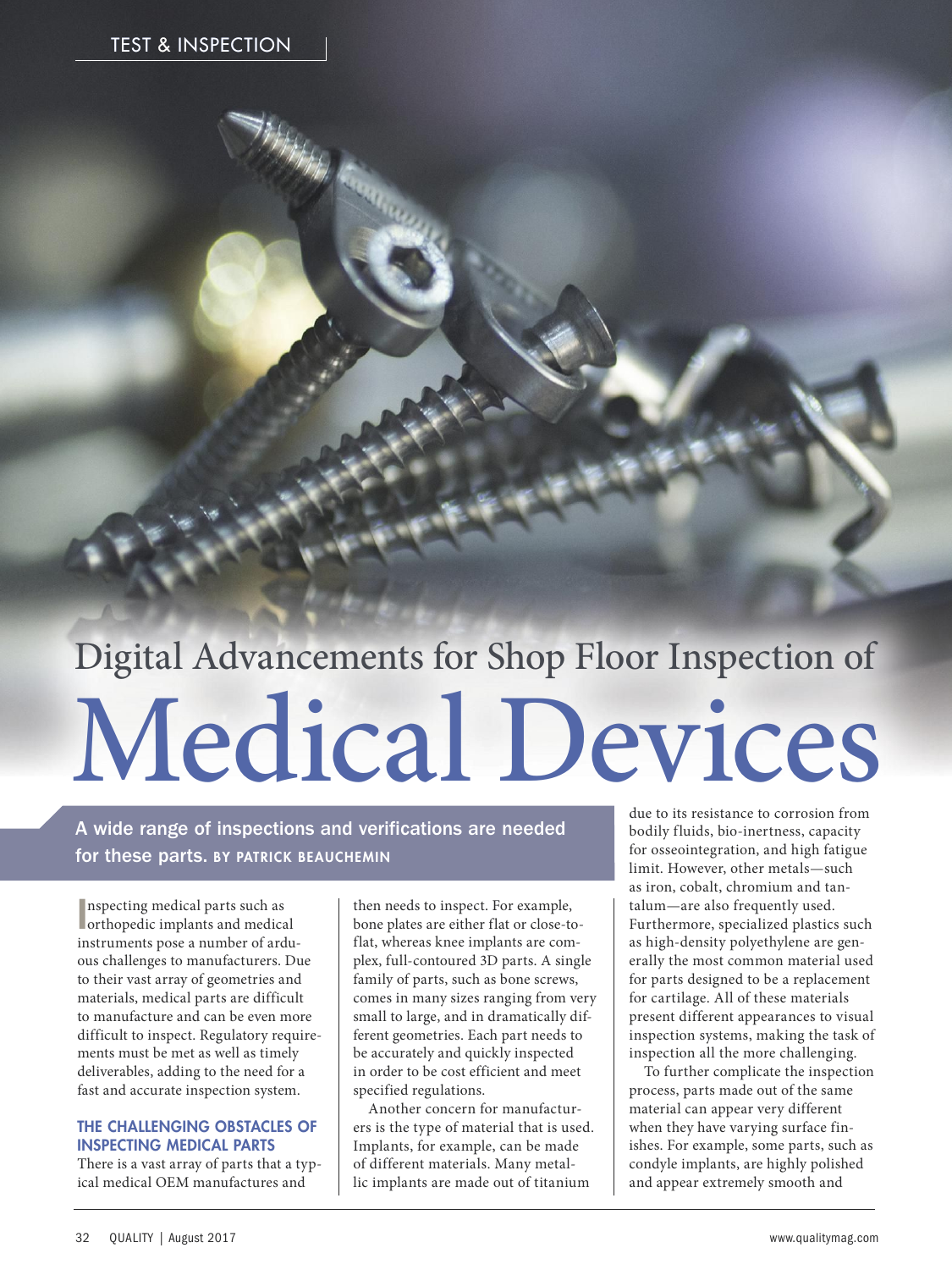TEST & INSPECTION

# Digital Advancements for Shop Floor Inspection of Medical Devices

**A wide range of inspections and verifications are needed for these parts.** BY PATRICK BEAUCHEMIN

Inspecting medical parts such as orthopedic implants and medical instruments pose a number of arduous challenges to manufacturers. Due to their vast array of geometries and materials, medical parts are difficult to manufacture and can be even more difficult to inspect. Regulatory requirements must be met as well as timely deliverables, adding to the need for a fast and accurate inspection system.

## THE CHALLENGING OBSTACLES OF INSPECTING MEDICAL PARTS

There is a vast array of parts that a typical medical OEM manufactures and then needs to inspect. For example, bone plates are either flat or close-to-flat, whereas knee implants are complex, full-contoured 3D parts. A single family of parts, such as bone screws, comes in many sizes ranging from very small to large, and in dramatically different geometries. Each part needs to be accurately and quickly inspected in order to be cost efficient and meet specified regulations.

Another concern for manufacturers is the type of material that is used. Implants, for example, can be made of different materials. Many metallic implants are made out of titanium due to its resistance to corrosion from bodily fluids, bio-inertness, capacity for osseointegration, and high fatigue limit. However, other metals—such as iron, cobalt, chromium and tantalum—are also frequently used. Furthermore, specialized plastics such as high-density polyethylene are generally the most common material used for parts designed to be a replacement for cartilage. All of these materials present different appearances to visual inspection systems, making the task of inspection all the more challenging.

To further complicate the inspection process, parts made out of the same material can appear very different when they have varying surface finishes. For example, some parts, such as condyle implants, are highly polished and appear extremely smooth and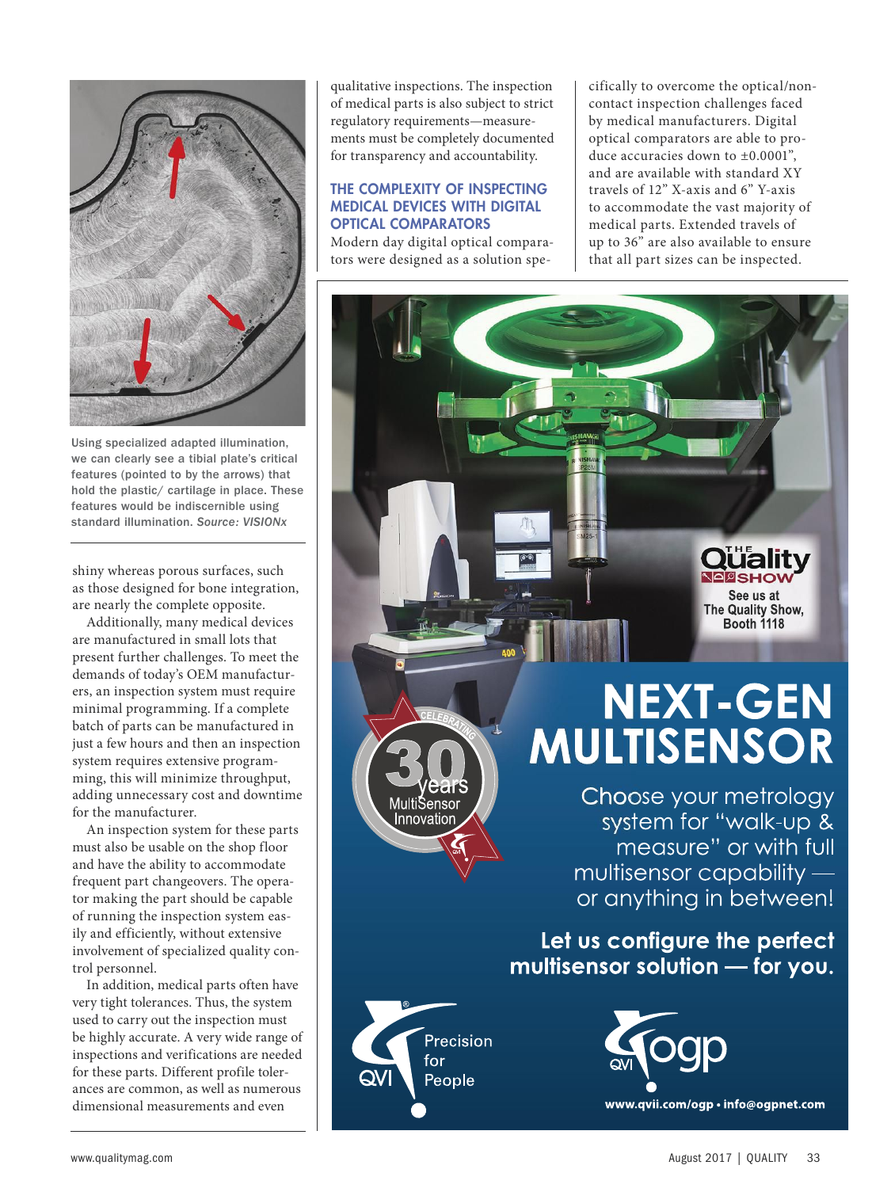Using specialized adapted illumination, we can clearly see a tibial plate's critical features (pointed to by the arrows) that hold the plastic/ cartilage in place. These features would be indiscernible using standard illumination. *Source: VISIONx*

shiny whereas porous surfaces, such as those designed for bone integration, are nearly the complete opposite.

Additionally, many medical devices are manufactured in small lots that present further challenges. To meet the demands of today's OEM manufacturers, an inspection system must require minimal programming. If a complete batch of parts can be manufactured in just a few hours and then an inspection system requires extensive programming, this will minimize throughput, adding unnecessary cost and downtime for the manufacturer.

An inspection system for these parts must also be usable on the shop floor and have the ability to accommodate frequent part changeovers. The operator making the part should be capable of running the inspection system easily and efficiently, without extensive involvement of specialized quality control personnel.

In addition, medical parts often have very tight tolerances. Thus, the system used to carry out the inspection must be highly accurate. A very wide range of inspections and verifications are needed for these parts. Different profile tolerances are common, as well as numerous dimensional measurements and even qualitative inspections. The inspection of medical parts is also subject to strict regulatory requirements—measurements must be completely documented for transparency and accountability.

## THE COMPLEXITY OF INSPECTING MEDICAL DEVICES WITH DIGITAL OPTICAL COMPARATORS

Modern day digital optical comparators were designed as a solution specifically to overcome the optical/non-contact inspection challenges faced by medical manufacturers. Digital optical comparators are able to produce accuracies down to ±0.0001", and are available with standard XY travels of 12" X-axis and 6" Y-axis to accommodate the vast majority of medical parts. Extended travels of up to 36" are also available to ensure that all part sizes can be inspected.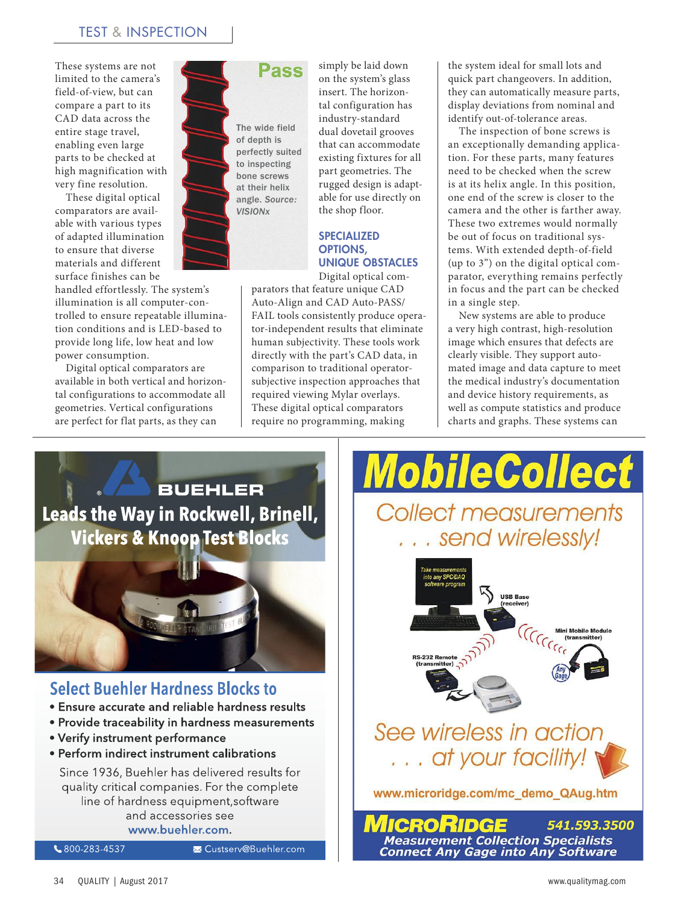These systems are not limited to the camera's field-of-view, but can compare a part to its CAD data across the entire stage travel, enabling even large parts to be checked at high magnification with very fine resolution.

These digital optical comparators are available with various types of adapted illumination to ensure that diverse materials and different surface finishes can be handled effortlessly. The system's illumination is all computer-controlled to ensure repeatable illumination conditions and is LED-based to provide long life, low heat and low power consumption.

Digital optical comparators are available in both vertical and horizontal configurations to accommodate all geometries. Vertical configurations are perfect for flat parts, as they can simply be laid down on the system's glass insert. The horizontal configuration has industry-standard dual dovetail grooves that can accommodate existing fixtures for all part geometries. The rugged design is adaptable for use directly on the shop floor.

Pass

The wide field of depth is perfectly suited to inspecting bone screws at their helix angle. *Source: VISIONx*

## SPECIALIZED OPTIONS, UNIQUE OBSTACLES

Digital optical comparators that feature unique CAD Auto-Align and CAD Auto-PASS/FAIL tools consistently produce operator-independent results that eliminate human subjectivity. These tools work directly with the part's CAD data, in comparison to traditional operator-subjective inspection approaches that required viewing Mylar overlays. These digital optical comparators require no programming, making the system ideal for small lots and quick part changeovers. In addition, they can automatically measure parts, display deviations from nominal and identify out-of-tolerance areas.

The inspection of bone screws is an exceptionally demanding application. For these parts, many features need to be checked when the screw is at its helix angle. In this position, one end of the screw is closer to the camera and the other is farther away. These two extremes would normally be out of focus on traditional systems. With extended depth-of-field (up to 3") on the digital optical comparator, everything remains perfectly in focus and the part can be checked in a single step.

New systems are able to produce a very high contrast, high-resolution image which ensures that defects are clearly visible. They support automated image and data capture to meet the medical industry's documentation and device history requirements, as well as compute statistics and produce charts and graphs. These systems can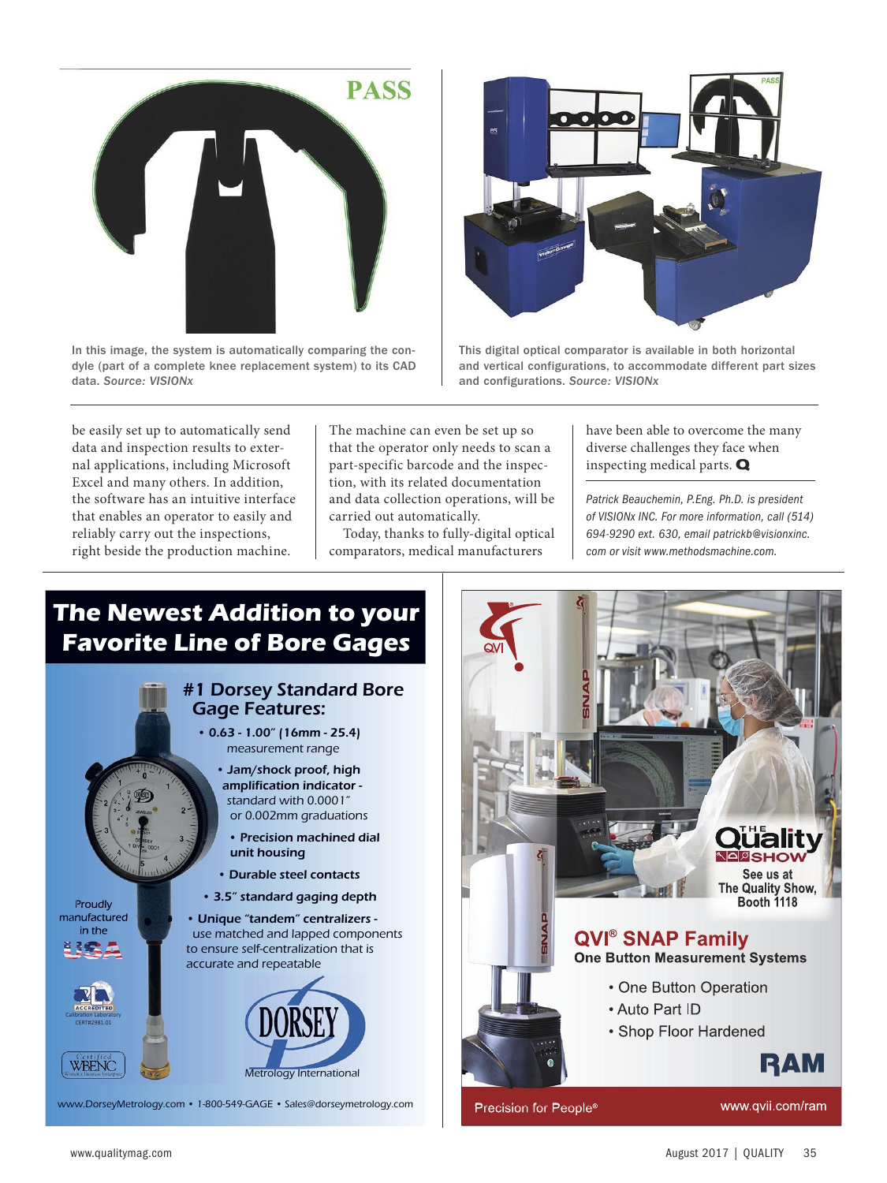In this image, the system is automatically comparing the condyle (part of a complete knee replacement system) to its CAD data. *Source: VISIONx*

This digital optical comparator is available in both horizontal and vertical configurations, to accommodate different part sizes and configurations. *Source: VISIONx*

be easily set up to automatically send data and inspection results to external applications, including Microsoft Excel and many others. In addition, the software has an intuitive interface that enables an operator to easily and reliably carry out the inspections, right beside the production machine. The machine can even be set up so that the operator only needs to scan a part-specific barcode and the inspection, with its related documentation and data collection operations, will be carried out automatically.

Today, thanks to fully-digital optical comparators, medical manufacturers have been able to overcome the many diverse challenges they face when inspecting medical parts.

*Patrick Beauchemin, P.Eng. Ph.D. is president of VISIONx INC. For more information, call (514) 694-9290 ext. 630, email patrickb@visionxinc.com or visit www.methodsmachine.com.*

## The Newest Addition to your Favorite Line of Bore Gages

### #1 Dorsey Standard Bore Gage Features:

- **0.63 - 1.00" (16mm - 25.4)** measurement range
- **Jam/shock proof, high amplification indicator -** standard with 0.0001" or 0.002mm graduations
- **Precision machined dial unit housing**
- **Durable steel contacts**
- **3.5" standard gaging depth**
- **Unique "tandem" centralizers -** use matched and lapped components to ensure self-centralization that is accurate and repeatable

Proudly manufactured in the USA

DORSEY Metrology International

www.DorseyMetrology.com • 1-800-549-GAGE • Sales@dorseymetrology.com

The Quality Show — See us at The Quality Show, Booth 1118

## QVI® SNAP Family

**One Button Measurement Systems**

- One Button Operation
- Auto Part ID
- Shop Floor Hardened

RAM

Precision for People®

www.qvii.com/ram